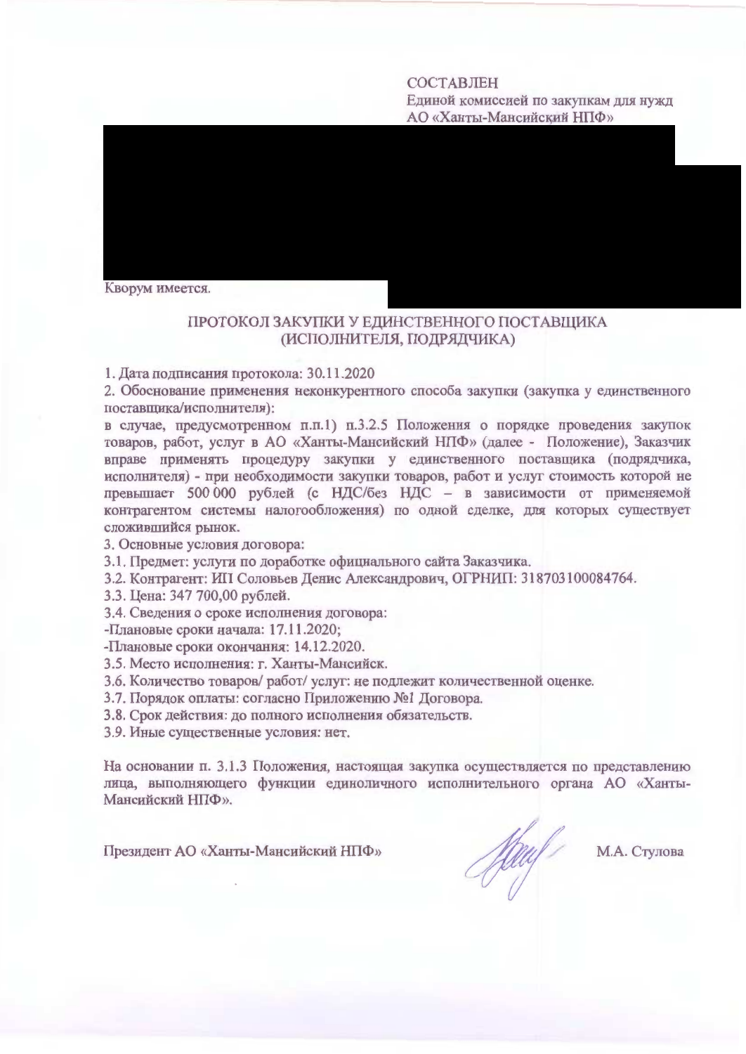СОСТАВЛЕН
Единой комиссией по закупкам для нужд
АО «Ханты-Мансийский НПФ»

Кворум имеется.

## ПРОТОКОЛ ЗАКУПКИ У ЕДИНСТВЕННОГО ПОСТАВЩИКА (ИСПОЛНИТЕЛЯ, ПОДРЯДЧИКА)

1. Дата подписания протокола: 30.11.2020
2. Обоснование применения неконкурентного способа закупки (закупка у единственного поставщика/исполнителя):
в случае, предусмотренном п.п.1) п.3.2.5 Положения о порядке проведения закупок товаров, работ, услуг в АО «Ханты-Мансийский НПФ» (далее - Положение), Заказчик вправе применять процедуру закупки у единственного поставщика (подрядчика, исполнителя) - при необходимости закупки товаров, работ и услуг стоимость которой не превышает 500 000 рублей (с НДС/без НДС – в зависимости от применяемой контрагентом системы налогообложения) по одной сделке, для которых существует сложившийся рынок.
3. Основные условия договора:
3.1. Предмет: услуги по доработке официального сайта Заказчика.
3.2. Контрагент: ИП Соловьев Денис Александрович, ОГРНИП: 318703100084764.
3.3. Цена: 347 700,00 рублей.
3.4. Сведения о сроке исполнения договора:
-Плановые сроки начала: 17.11.2020;
-Плановые сроки окончания: 14.12.2020.
3.5. Место исполнения: г. Ханты-Мансийск.
3.6. Количество товаров/ работ/ услуг: не подлежит количественной оценке.
3.7. Порядок оплаты: согласно Приложению №1 Договора.
3.8. Срок действия: до полного исполнения обязательств.
3.9. Иные существенные условия: нет.

На основании п. 3.1.3 Положения, настоящая закупка осуществляется по представлению лица, выполняющего функции единоличного исполнительного органа АО «Ханты-Мансийский НПФ».

Президент АО «Ханты-Мансийский НПФ» М.А. Стулова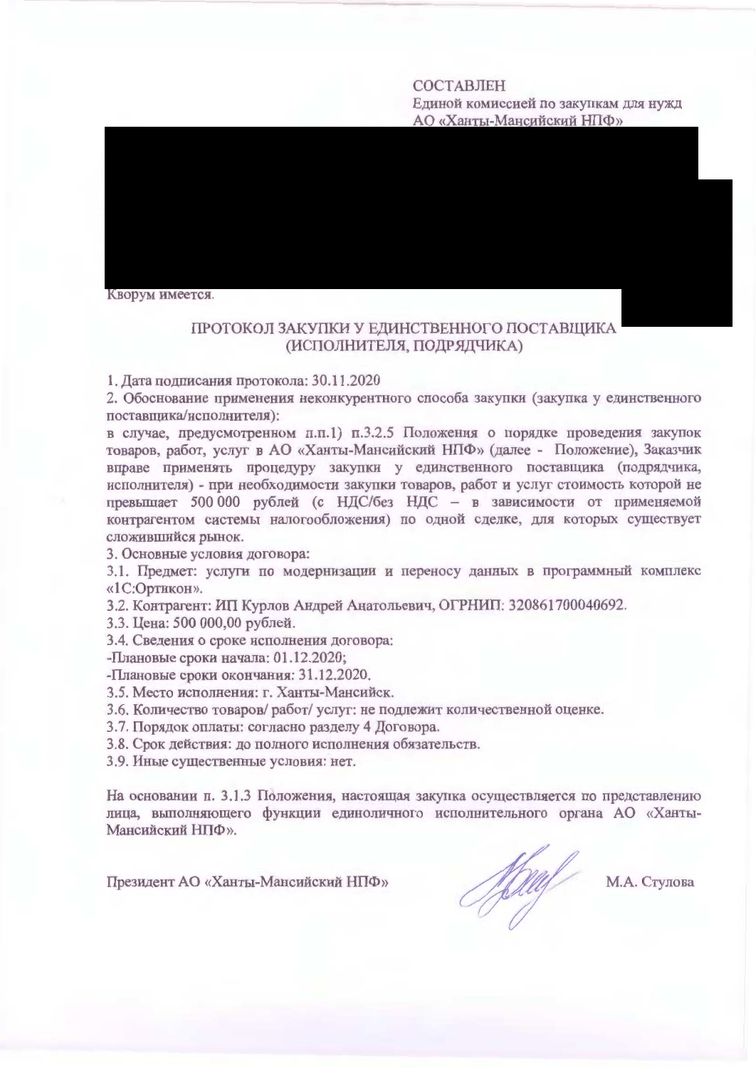СОСТАВЛЕН
Единой комиссией по закупкам для нужд АО «Ханты-Мансийский НПФ»

Кворум имеется.

## ПРОТОКОЛ ЗАКУПКИ У ЕДИНСТВЕННОГО ПОСТАВЩИКА (ИСПОЛНИТЕЛЯ, ПОДРЯДЧИКА)

1. Дата подписания протокола: 30.11.2020
2. Обоснование применения неконкурентного способа закупки (закупка у единственного поставщика/исполнителя):
в случае, предусмотренном п.п.1) п.3.2.5 Положения о порядке проведения закупок товаров, работ, услуг в АО «Ханты-Мансийский НПФ» (далее - Положение), Заказчик вправе применять процедуру закупки у единственного поставщика (подрядчика, исполнителя) - при необходимости закупки товаров, работ и услуг стоимость которой не превышает 500 000 рублей (с НДС/без НДС – в зависимости от применяемой контрагентом системы налогообложения) по одной сделке, для которых существует сложившийся рынок.
3. Основные условия договора:
3.1. Предмет: услуги по модернизации и переносу данных в программный комплекс «1С:Ортикон».
3.2. Контрагент: ИП Курлов Андрей Анатольевич, ОГРНИП: 320861700040692.
3.3. Цена: 500 000,00 рублей.
3.4. Сведения о сроке исполнения договора:
-Плановые сроки начала: 01.12.2020;
-Плановые сроки окончания: 31.12.2020.
3.5. Место исполнения: г. Ханты-Мансийск.
3.6. Количество товаров/ работ/ услуг: не подлежит количественной оценке.
3.7. Порядок оплаты: согласно разделу 4 Договора.
3.8. Срок действия: до полного исполнения обязательств.
3.9. Иные существенные условия: нет.

На основании п. 3.1.3 Положения, настоящая закупка осуществляется по представлению лица, выполняющего функции единоличного исполнительного органа АО «Ханты-Мансийский НПФ».

Президент АО «Ханты-Мансийский НПФ» М.А. Стулова